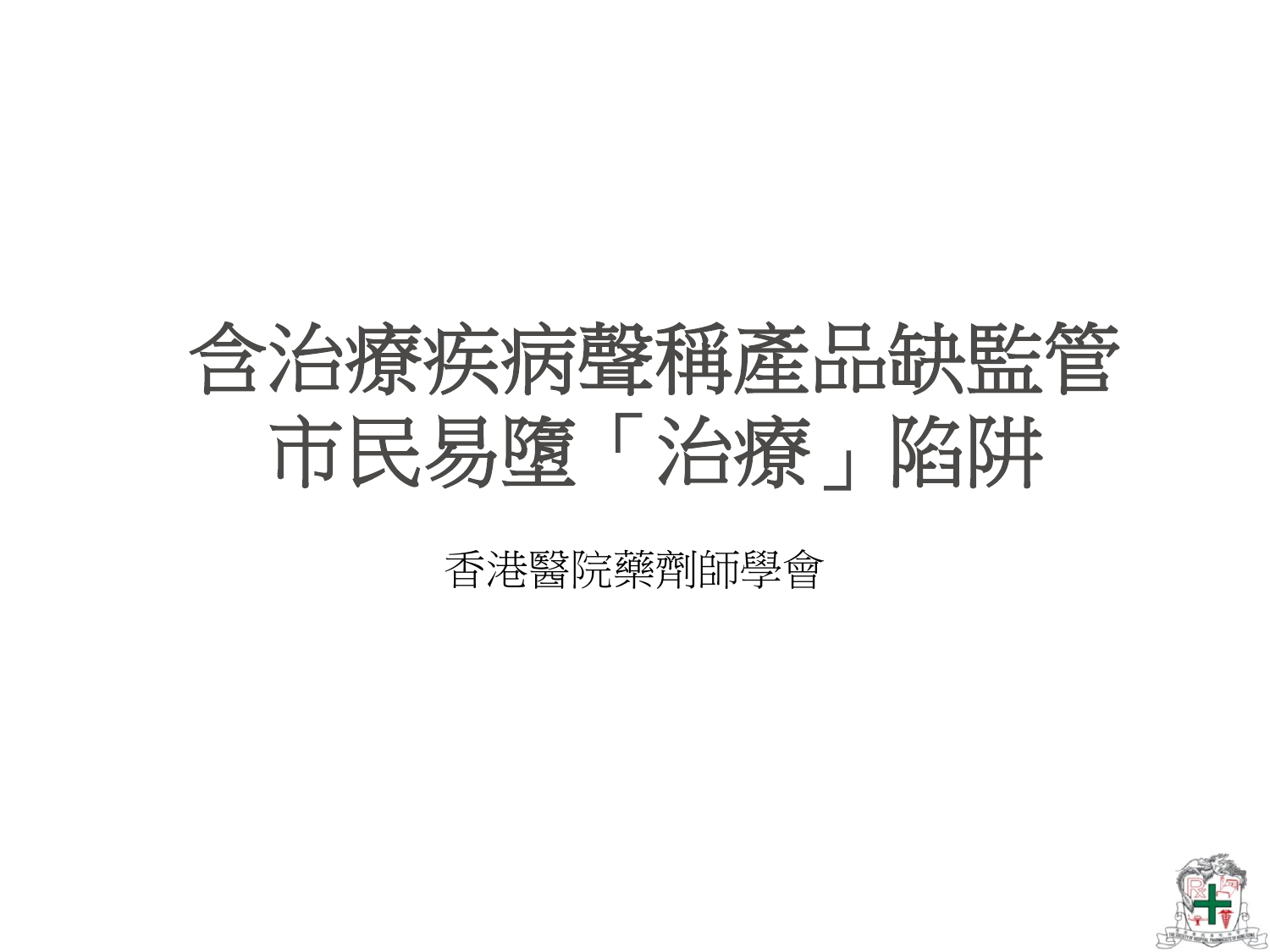# 含治療疾病聲稱產品缺監管
# 市民易墮「治療」陷阱

香港醫院藥劑師學會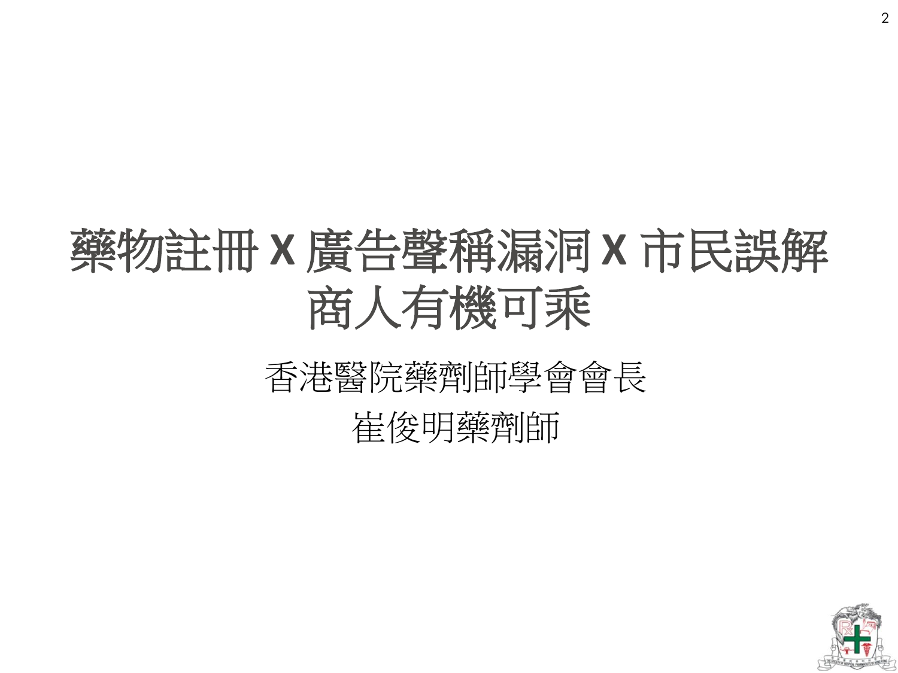# 藥物註冊 X 廣告聲稱漏洞 X 市民誤解 商人有機可乘

香港醫院藥劑師學會會長

崔俊明藥劑師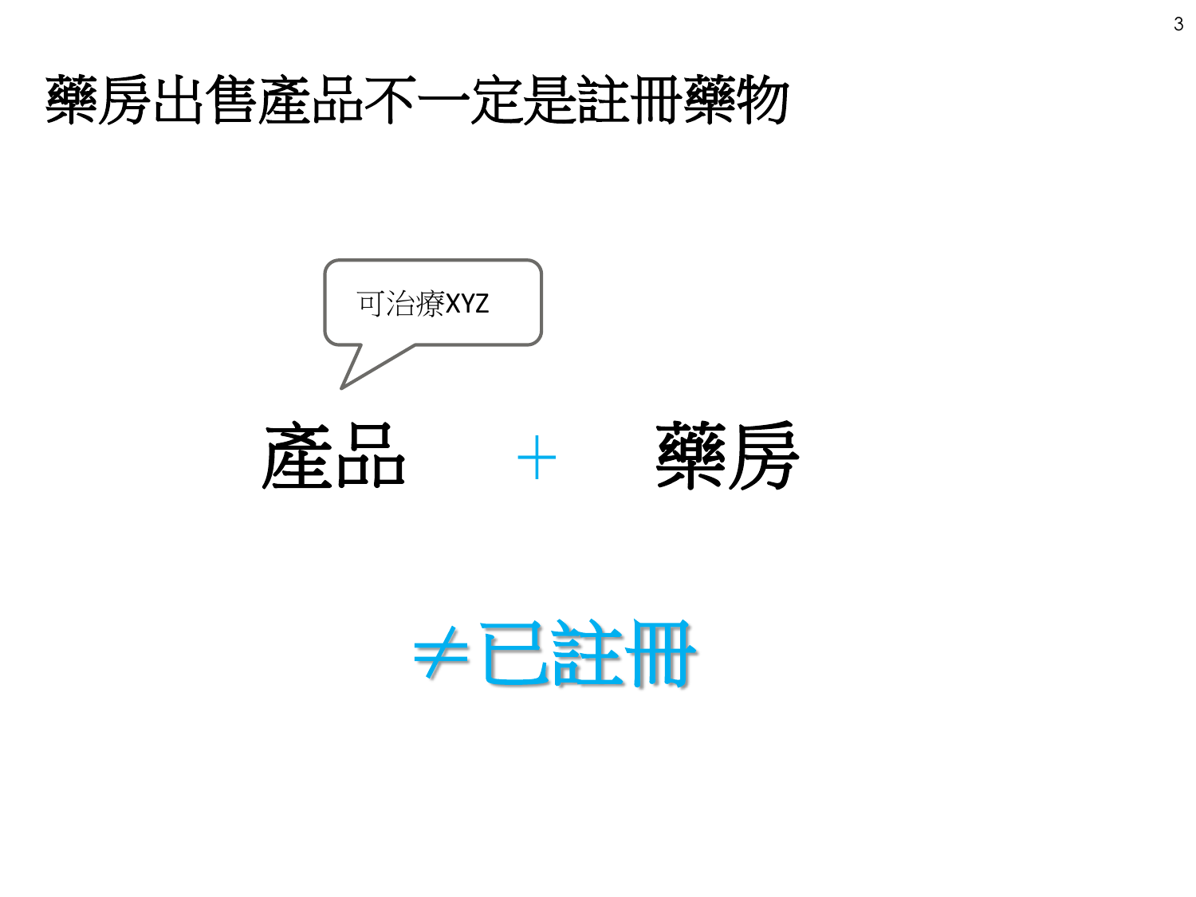# 藥房出售產品不一定是註冊藥物

可治療XYZ

產品 + 藥房

≠已註冊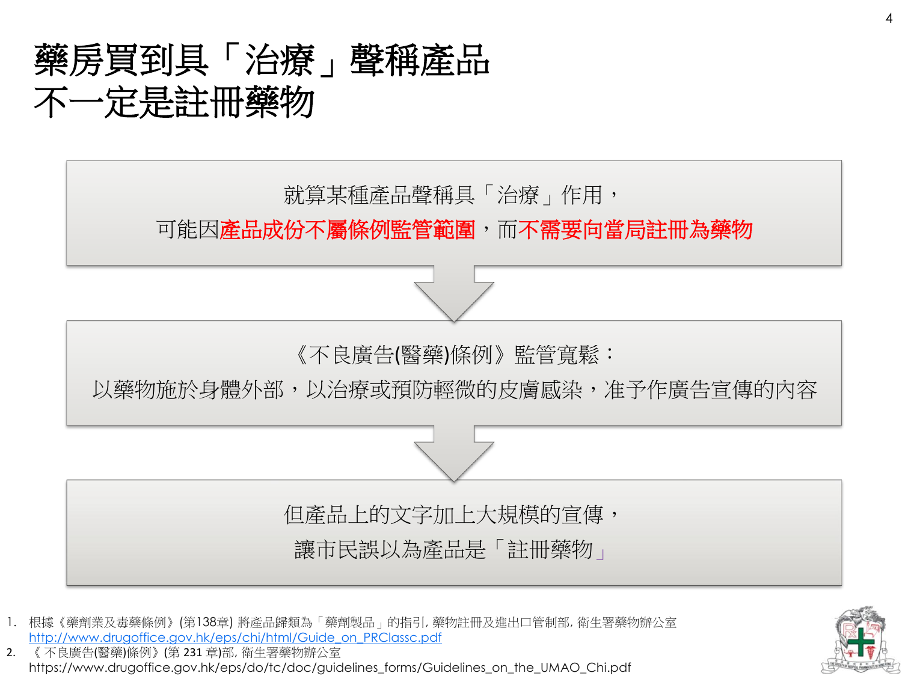# 藥房買到具「治療」聲稱產品不一定是註冊藥物

就算某種產品聲稱具「治療」作用，

可能因**產品成份不屬條例監管範圍**，而**不需要向當局註冊為藥物**

↓

《不良廣告(醫藥)條例》監管寬鬆：

以藥物施於身體外部，以治療或預防輕微的皮膚感染，准予作廣告宣傳的內容

↓

但產品上的文字加上大規模的宣傳，

讓市民誤以為產品是「註冊藥物」

1. 根據《藥劑業及毒藥條例》(第138章) 將產品歸類為「藥劑製品」的指引, 藥物註冊及進出口管制部, 衛生署藥物辦公室 http://www.drugoffice.gov.hk/eps/chi/html/Guide_on_PRClassc.pdf
2. 《不良廣告(醫藥)條例》(第 231 章)部, 衛生署藥物辦公室 https://www.drugoffice.gov.hk/eps/do/tc/doc/guidelines_forms/Guidelines_on_the_UMAO_Chi.pdf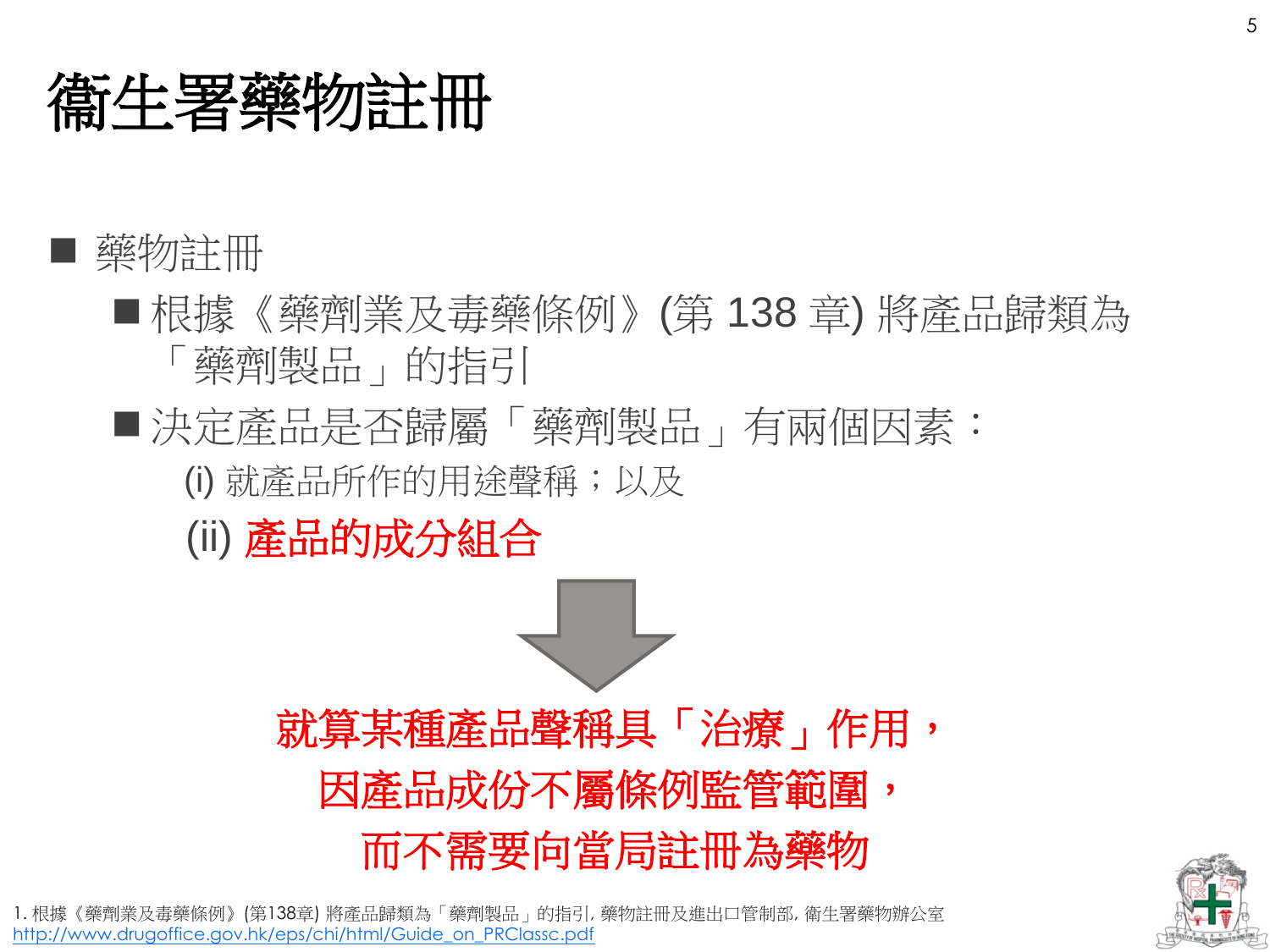# 衞生署藥物註冊

- 藥物註冊
  - 根據《藥劑業及毒藥條例》(第 138 章) 將產品歸類為「藥劑製品」的指引
  - 決定產品是否歸屬「藥劑製品」有兩個因素：
    - (i) 就產品所作的用途聲稱；以及
    - (ii) **產品的成分組合**

**就算某種產品聲稱具「治療」作用，**
**因產品成份不屬條例監管範圍，**
**而不需要向當局註冊為藥物**

1. 根據《藥劑業及毒藥條例》(第138章) 將產品歸類為「藥劑製品」的指引, 藥物註冊及進出口管制部, 衞生署藥物辦公室 http://www.drugoffice.gov.hk/eps/chi/html/Guide_on_PRClassc.pdf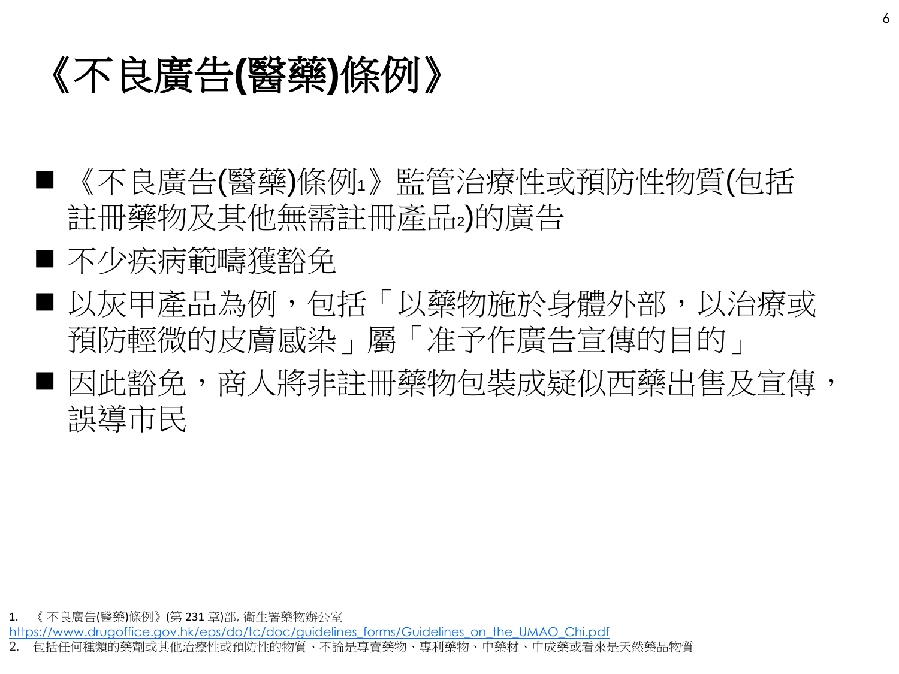# 《不良廣告(醫藥)條例》

- 《不良廣告(醫藥)條例[1]》監管治療性或預防性物質(包括註冊藥物及其他無需註冊產品[2])的廣告
- 不少疾病範疇獲豁免
- 以灰甲產品為例，包括「以藥物施於身體外部，以治療或預防輕微的皮膚感染」屬「准予作廣告宣傳的目的」
- 因此豁免，商人將非註冊藥物包裝成疑似西藥出售及宣傳，誤導市民

1. 《 不良廣告(醫藥)條例》(第 231 章)部, 衛生署藥物辦公室 https://www.drugoffice.gov.hk/eps/do/tc/doc/guidelines_forms/Guidelines_on_the_UMAO_Chi.pdf
2. 包括任何種類的藥劑或其他治療性或預防性的物質、不論是專賣藥物、專利藥物、中藥材、中成藥或看來是天然藥品物質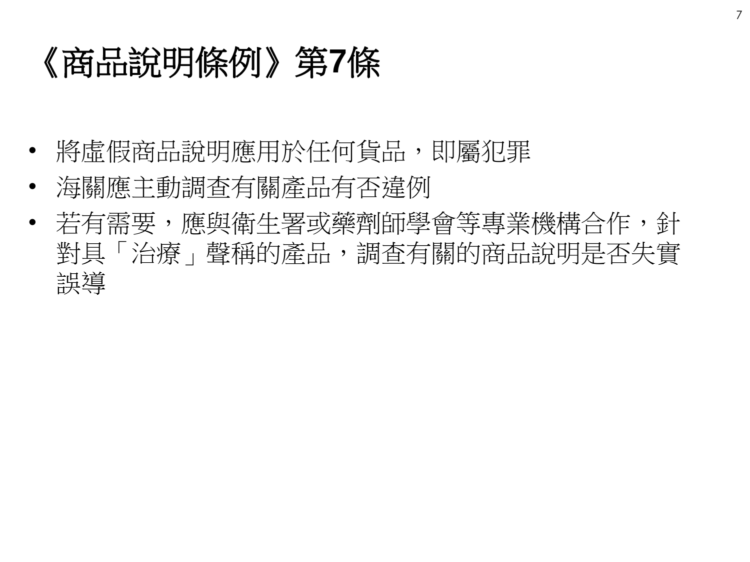# 《商品說明條例》第7條

- 將虛假商品說明應用於任何貨品，即屬犯罪
- 海關應主動調查有關產品有否違例
- 若有需要，應與衛生署或藥劑師學會等專業機構合作，針對具「治療」聲稱的產品，調查有關的商品說明是否失實誤導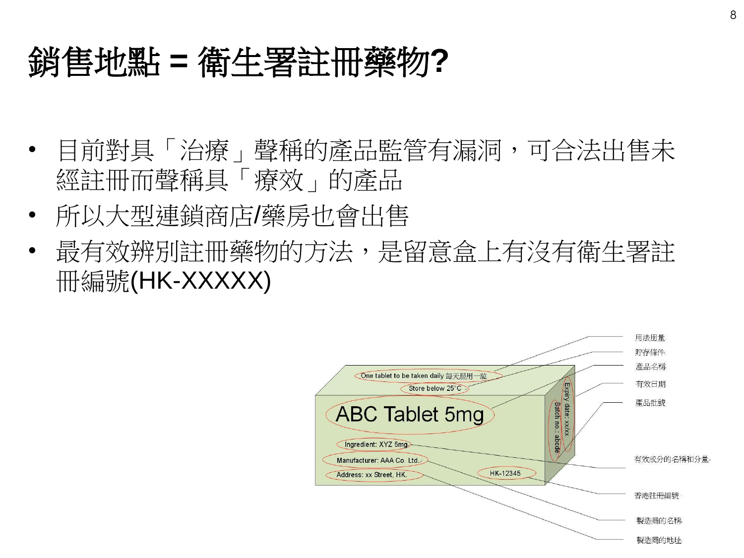# 銷售地點 = 衛生署註冊藥物?

- 目前對具「治療」聲稱的產品監管有漏洞，可合法出售未經註冊而聲稱具「療效」的產品
- 所以大型連鎖商店/藥房也會出售
- 最有效辨別註冊藥物的方法，是留意盒上有沒有衛生署註冊編號(HK-XXXXX)

One tablet to be taken daily 每天服用一粒

Store below 25°C

ABC Tablet 5mg

Ingredient: XYZ 5mg

Manufacturer: AAA Co. Ltd.

Address: xx Street, HK.

HK-12345

Expiry date: xx/xx

Batch no.: abcde

用法用量

貯存條件

產品名稱

有效日期

產品批號

有效成分的名稱和分量

香港註冊編號

製造商的名稱

製造商的地址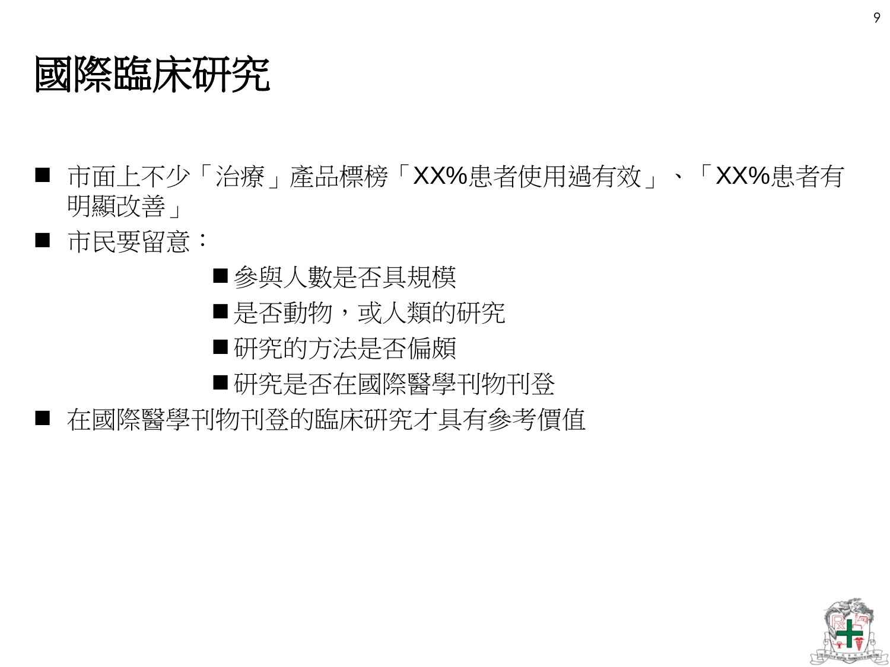# 國際臨床研究

- 市面上不少「治療」產品標榜「XX%患者使用過有效」、「XX%患者有明顯改善」
- 市民要留意：
  - 參與人數是否具規模
  - 是否動物，或人類的研究
  - 研究的方法是否偏頗
  - 研究是否在國際醫學刊物刊登
- 在國際醫學刊物刊登的臨床研究才具有參考價值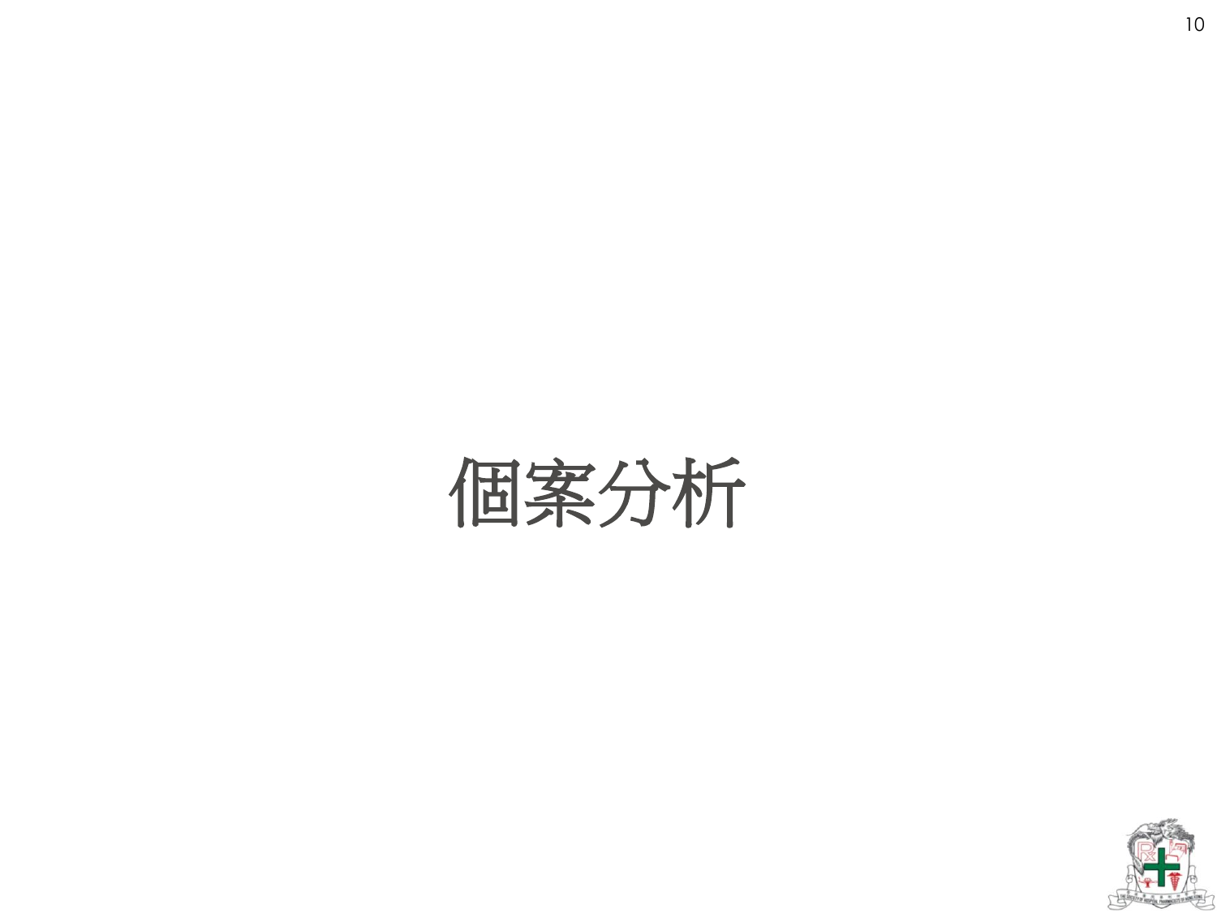# 個案分析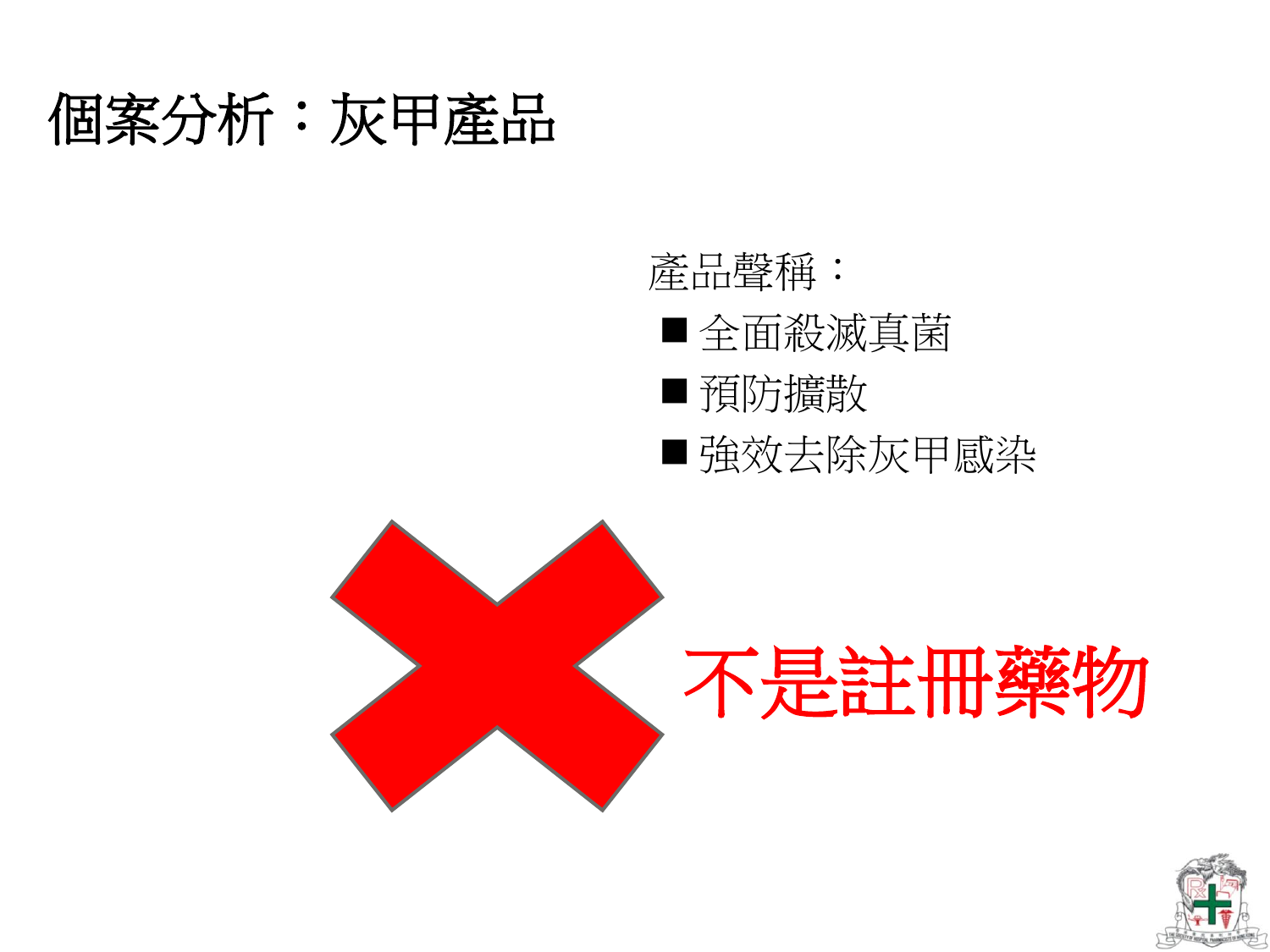# 個案分析：灰甲產品

產品聲稱：

- 全面殺滅真菌
- 預防擴散
- 強效去除灰甲感染

不是註冊藥物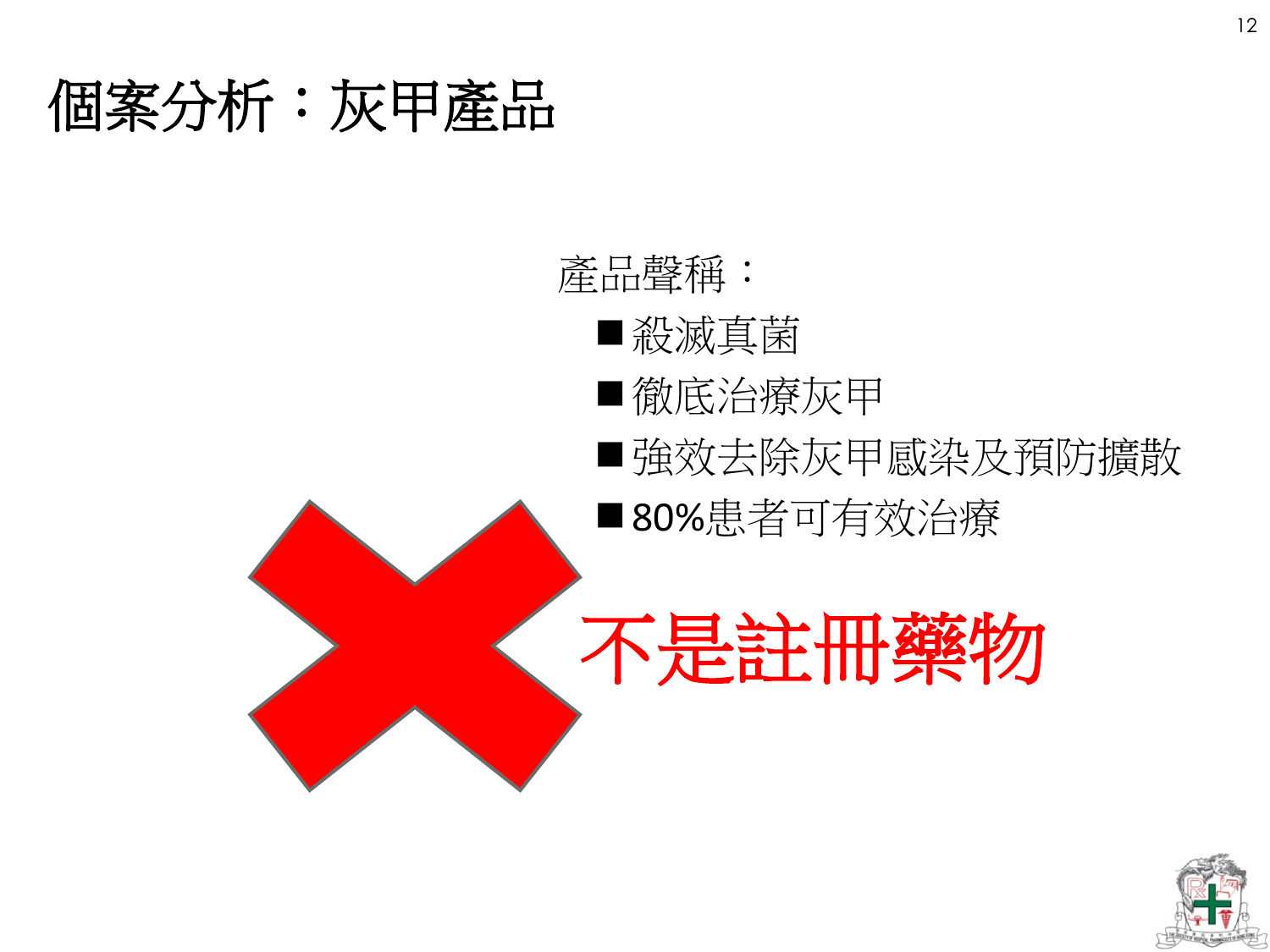# 個案分析：灰甲產品

產品聲稱：

- 殺滅真菌
- 徹底治療灰甲
- 強效去除灰甲感染及預防擴散
- 80%患者可有效治療

**不是註冊藥物**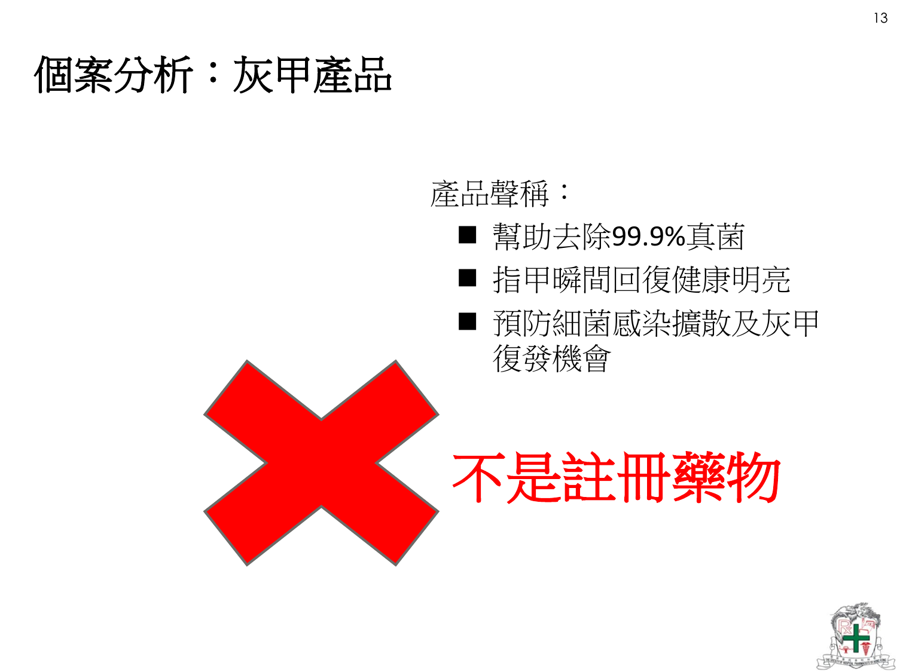# 個案分析：灰甲產品

產品聲稱：

- 幫助去除99.9%真菌
- 指甲瞬間回復健康明亮
- 預防細菌感染擴散及灰甲復發機會

不是註冊藥物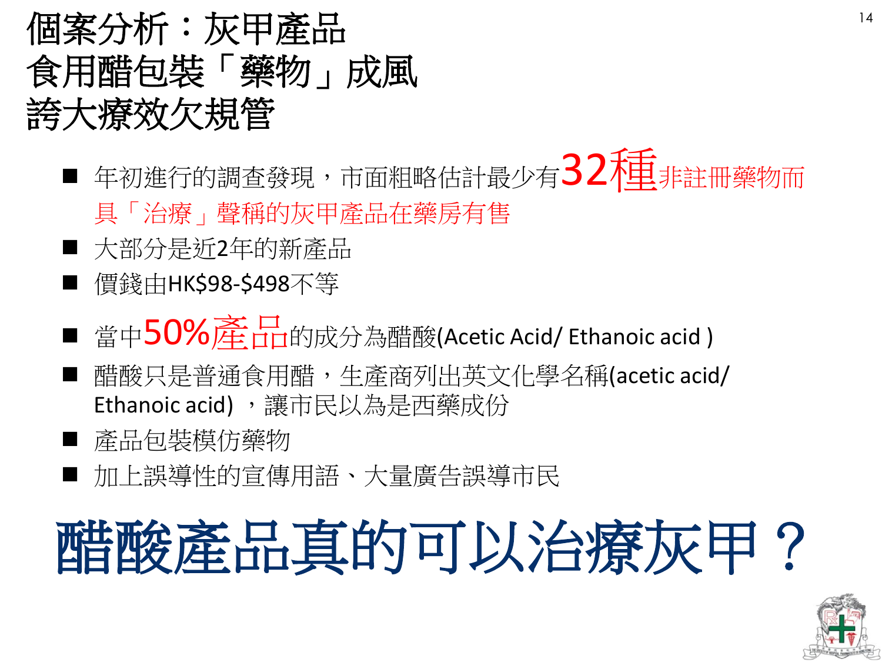# 個案分析：灰甲產品
# 食用醋包裝「藥物」成風
# 誇大療效欠規管

- 年初進行的調查發現，市面粗略估計最少有32種非註冊藥物而具「治療」聲稱的灰甲產品在藥房有售
- 大部分是近2年的新產品
- 價錢由HK$98-$498不等
- 當中50%產品的成分為醋酸(Acetic Acid/ Ethanoic acid )
- 醋酸只是普通食用醋，生產商列出英文化學名稱(acetic acid/ Ethanoic acid) ，讓市民以為是西藥成份
- 產品包裝模仿藥物
- 加上誤導性的宣傳用語、大量廣告誤導市民

## 醋酸產品真的可以治療灰甲？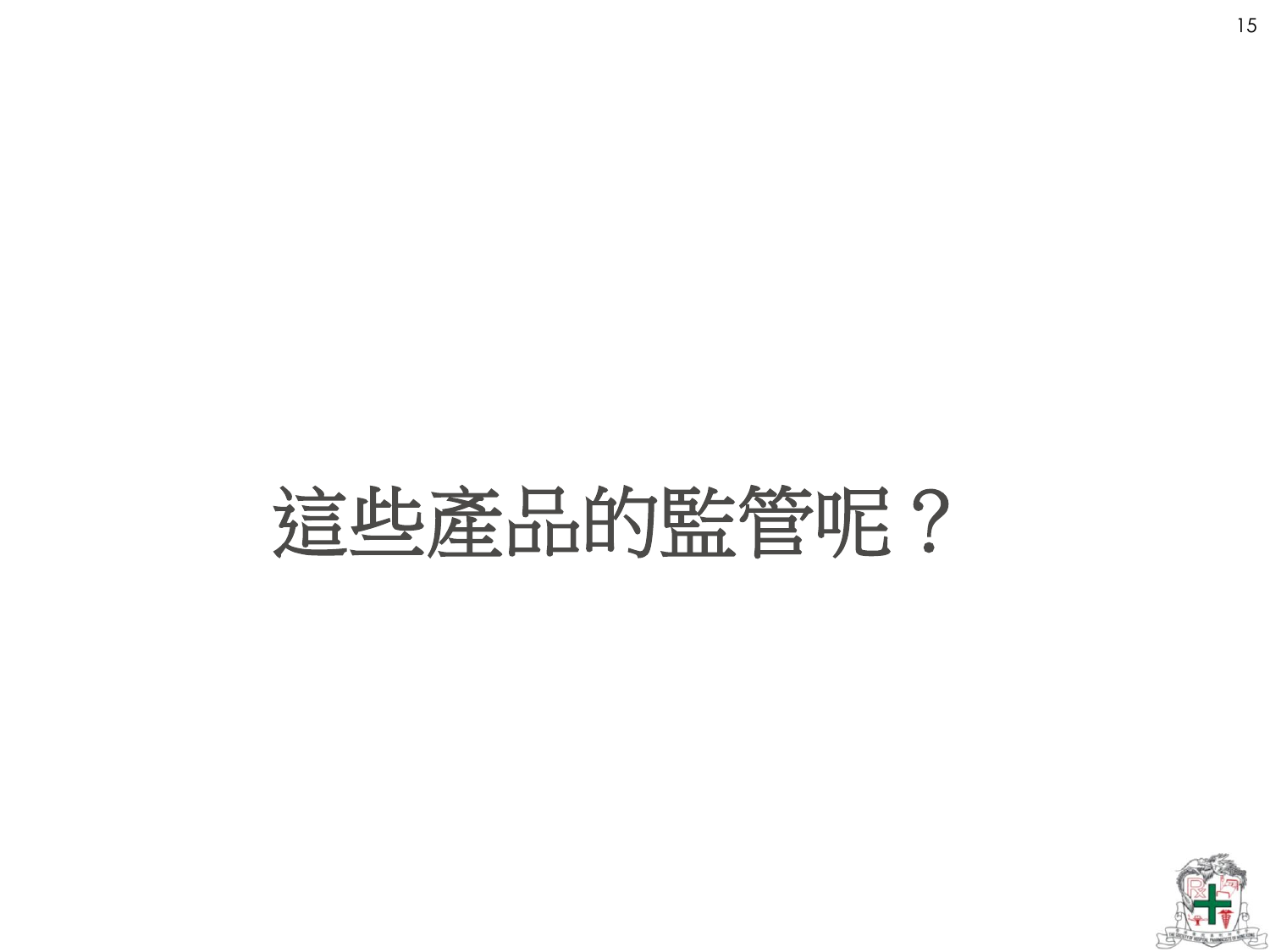# 這些產品的監管呢？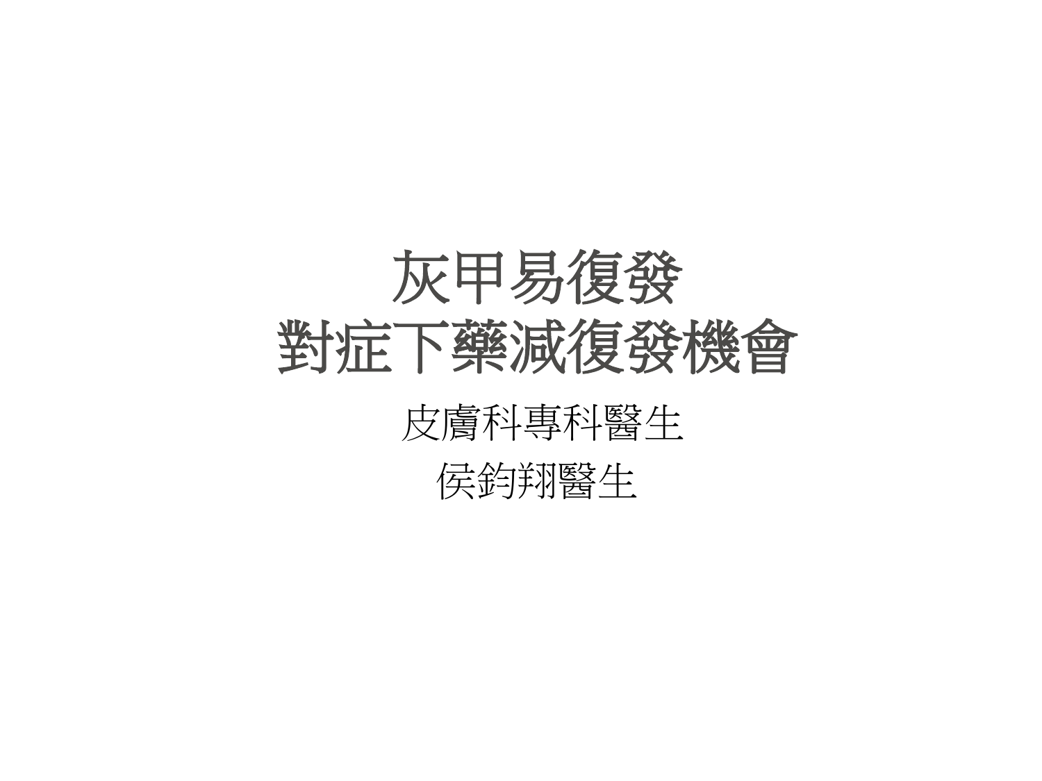# 灰甲易復發
# 對症下藥減復發機會

皮膚科專科醫生

侯鈞翔醫生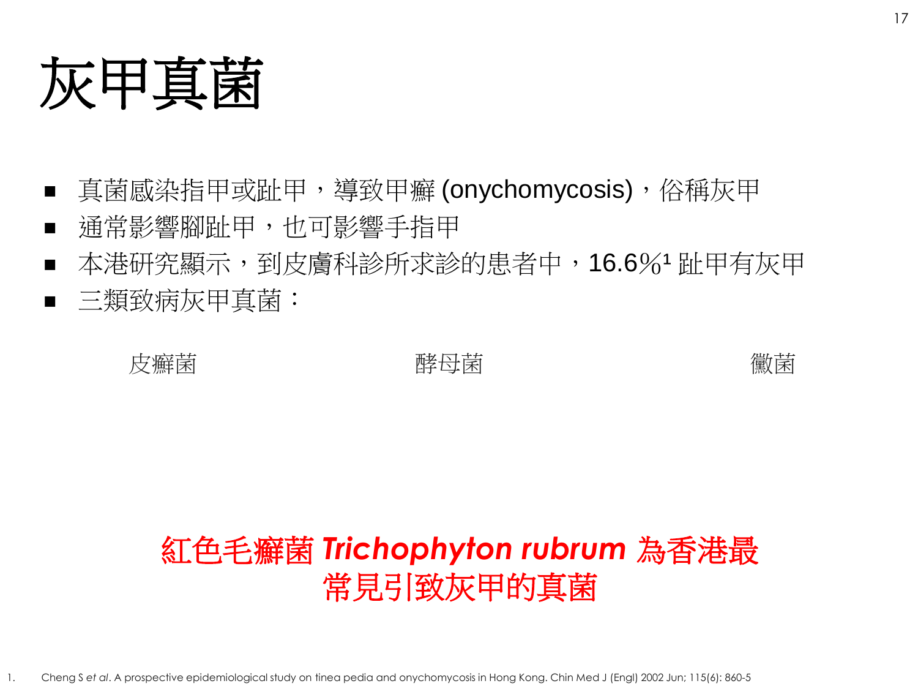# 灰甲真菌

- 真菌感染指甲或趾甲，導致甲癬 (onychomycosis)，俗稱灰甲
- 通常影響腳趾甲，也可影響手指甲
- 本港研究顯示，到皮膚科診所求診的患者中，16.6%[1] 趾甲有灰甲
- 三類致病灰甲真菌：

皮癬菌　　酵母菌　　黴菌

**紅色毛癬菌 *Trichophyton rubrum* 為香港最常見引致灰甲的真菌**

1. Cheng S *et al*. A prospective epidemiological study on tinea pedia and onychomycosis in Hong Kong. Chin Med J (Engl) 2002 Jun; 115(6): 860-5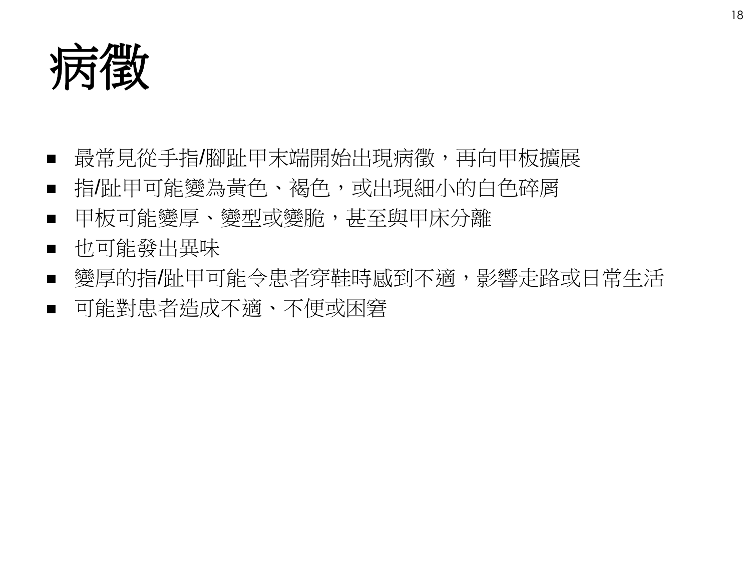# 病徵

- 最常見從手指/腳趾甲末端開始出現病徵，再向甲板擴展
- 指/趾甲可能變為黃色、褐色，或出現細小的白色碎屑
- 甲板可能變厚、變型或變脆，甚至與甲床分離
- 也可能發出異味
- 變厚的指/趾甲可能令患者穿鞋時感到不適，影響走路或日常生活
- 可能對患者造成不適、不便或困窘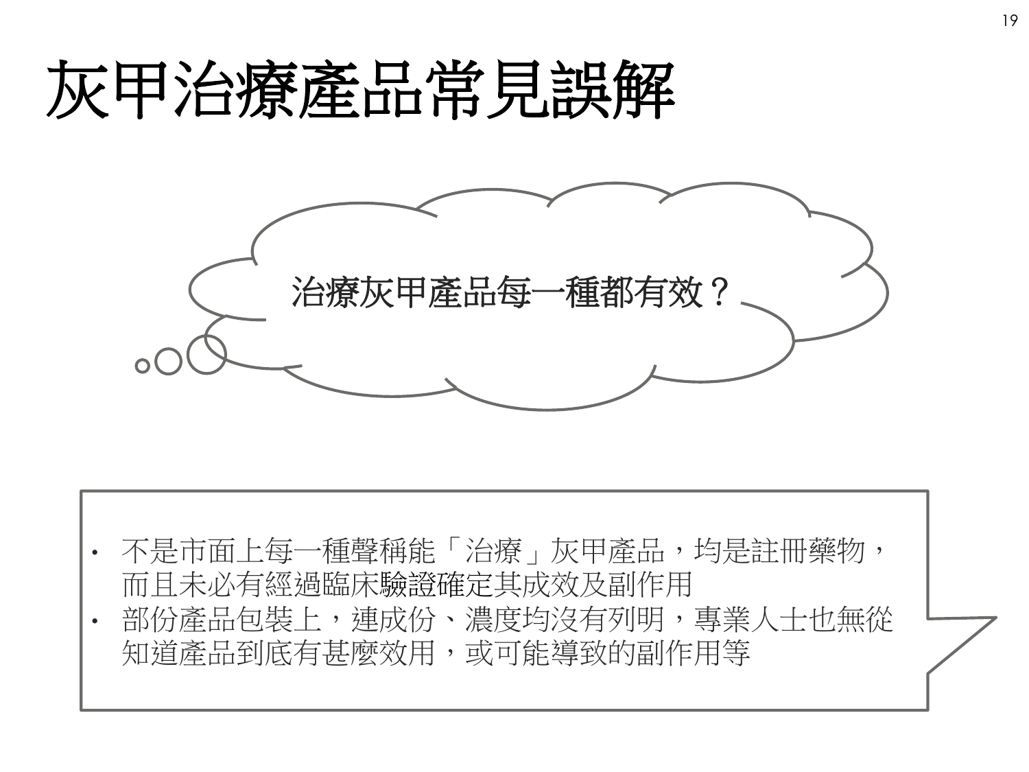# 灰甲治療產品常見誤解

治療灰甲產品每一種都有效？

- 不是市面上每一種聲稱能「治療」灰甲產品，均是註冊藥物，而且未必有經過臨床驗證確定其成效及副作用
- 部份產品包裝上，連成份、濃度均沒有列明，專業人士也無從知道產品到底有甚麼效用，或可能導致的副作用等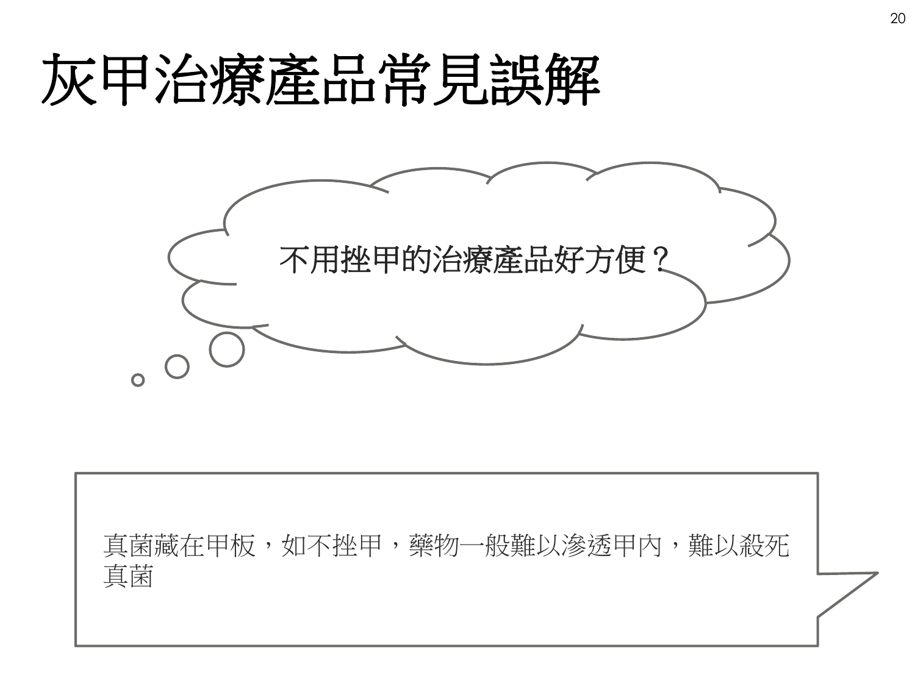# 灰甲治療產品常見誤解

不用挫甲的治療產品好方便？

真菌藏在甲板，如不挫甲，藥物一般難以滲透甲內，難以殺死真菌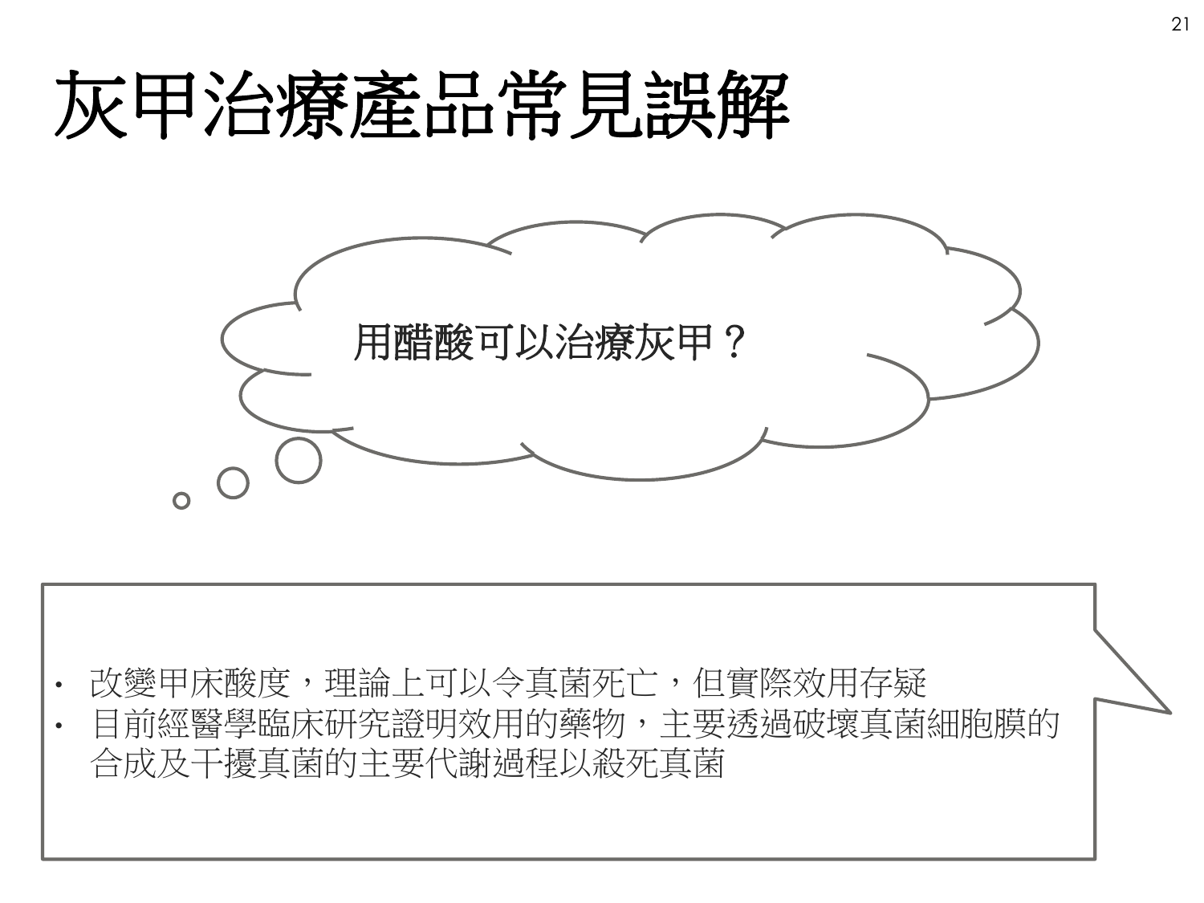# 灰甲治療產品常見誤解

用醋酸可以治療灰甲？

- 改變甲床酸度，理論上可以令真菌死亡，但實際效用存疑
- 目前經醫學臨床研究證明效用的藥物，主要透過破壞真菌細胞膜的合成及干擾真菌的主要代謝過程以殺死真菌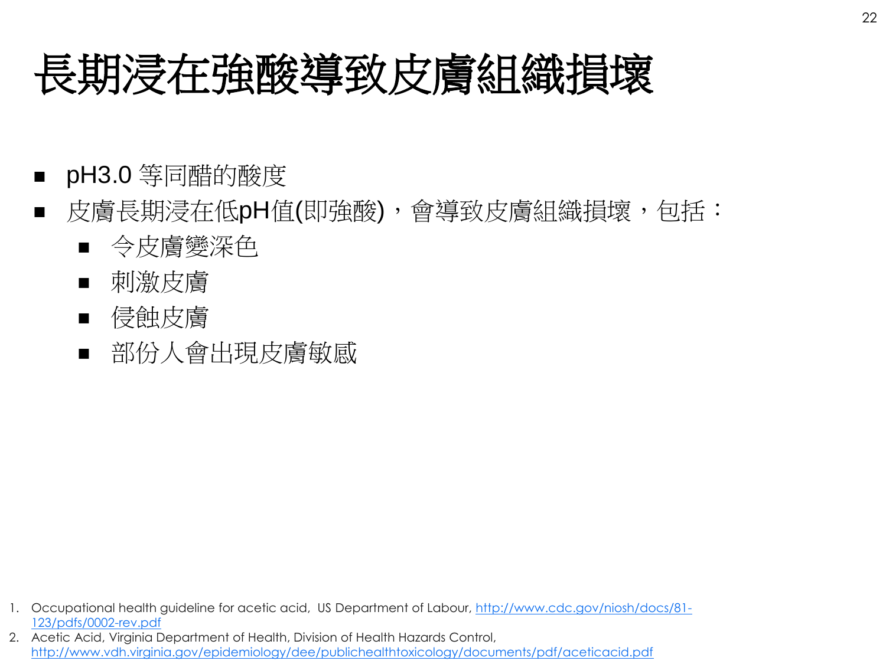# 長期浸在強酸導致皮膚組織損壞

- pH3.0 等同醋的酸度
- 皮膚長期浸在低pH值(即強酸)，會導致皮膚組織損壞，包括：
  - 令皮膚變深色
  - 刺激皮膚
  - 侵蝕皮膚
  - 部份人會出現皮膚敏感

1. Occupational health guideline for acetic acid, US Department of Labour, [http://www.cdc.gov/niosh/docs/81-123/pdfs/0002-rev.pdf](http://www.cdc.gov/niosh/docs/81-123/pdfs/0002-rev.pdf)
2. Acetic Acid, Virginia Department of Health, Division of Health Hazards Control, [http://www.vdh.virginia.gov/epidemiology/dee/publichealthtoxicology/documents/pdf/aceticacid.pdf](http://www.vdh.virginia.gov/epidemiology/dee/publichealthtoxicology/documents/pdf/aceticacid.pdf)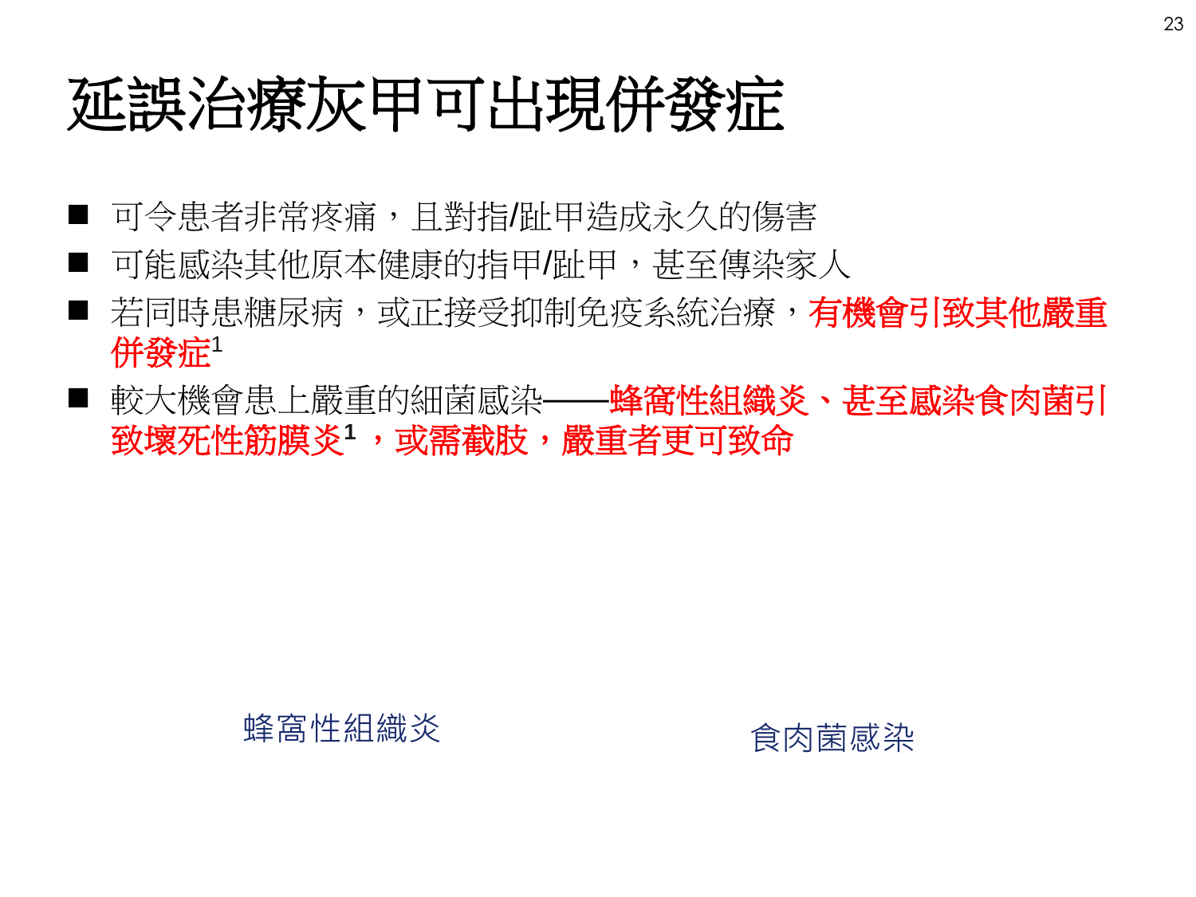# 延誤治療灰甲可出現併發症

- 可令患者非常疼痛，且對指/趾甲造成永久的傷害
- 可能感染其他原本健康的指甲/趾甲，甚至傳染家人
- 若同時患糖尿病，或正接受抑制免疫系統治療，**有機會引致其他嚴重併發症**[1]
- 較大機會患上嚴重的細菌感染——**蜂窩性組織炎、甚至感染食肉菌引致壞死性筋膜炎**[1] **，或需截肢，嚴重者更可致命**

蜂窩性組織炎

食肉菌感染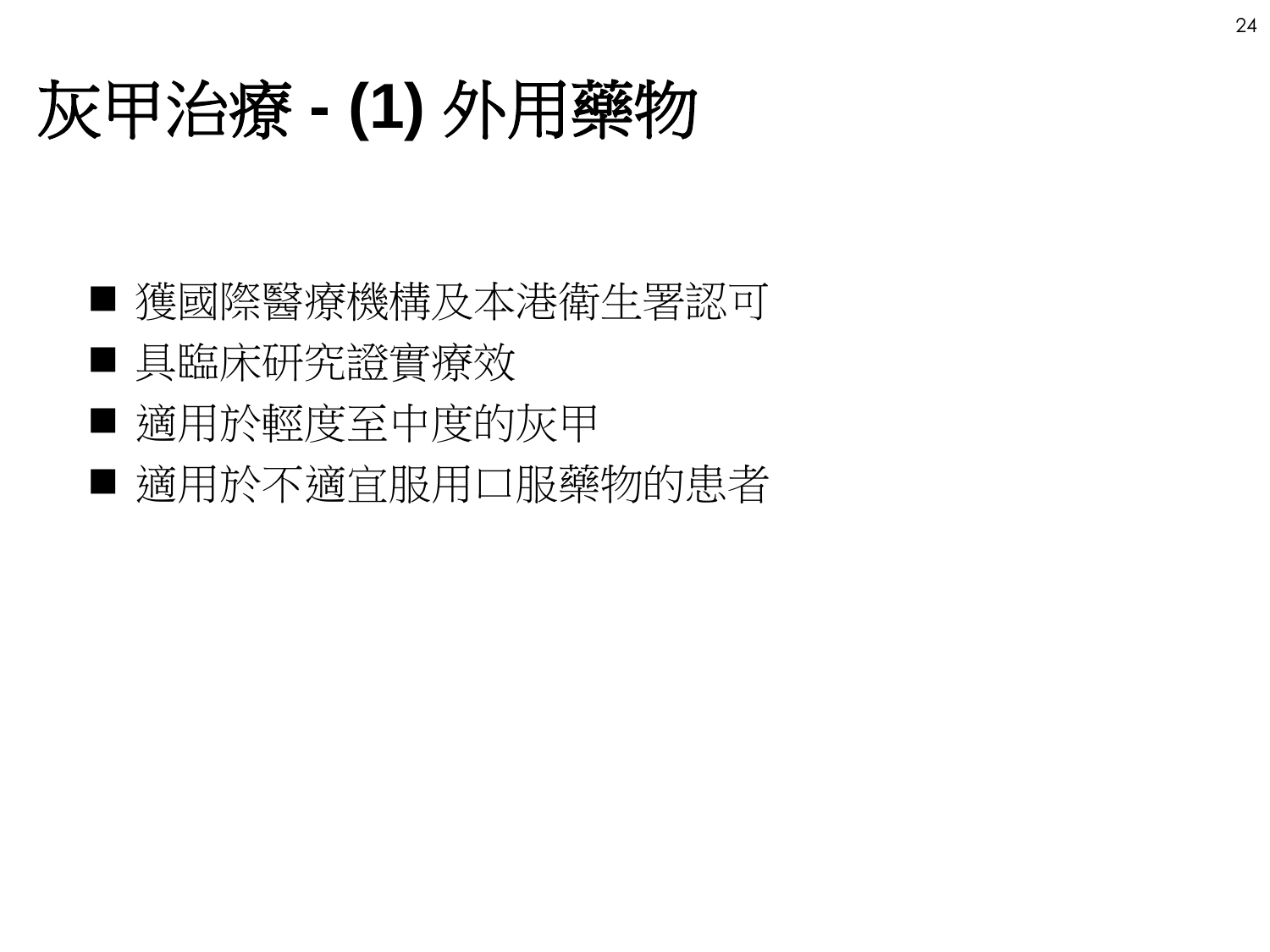# 灰甲治療 - **(1)** 外用藥物

- 獲國際醫療機構及本港衛生署認可
- 具臨床研究證實療效
- 適用於輕度至中度的灰甲
- 適用於不適宜服用口服藥物的患者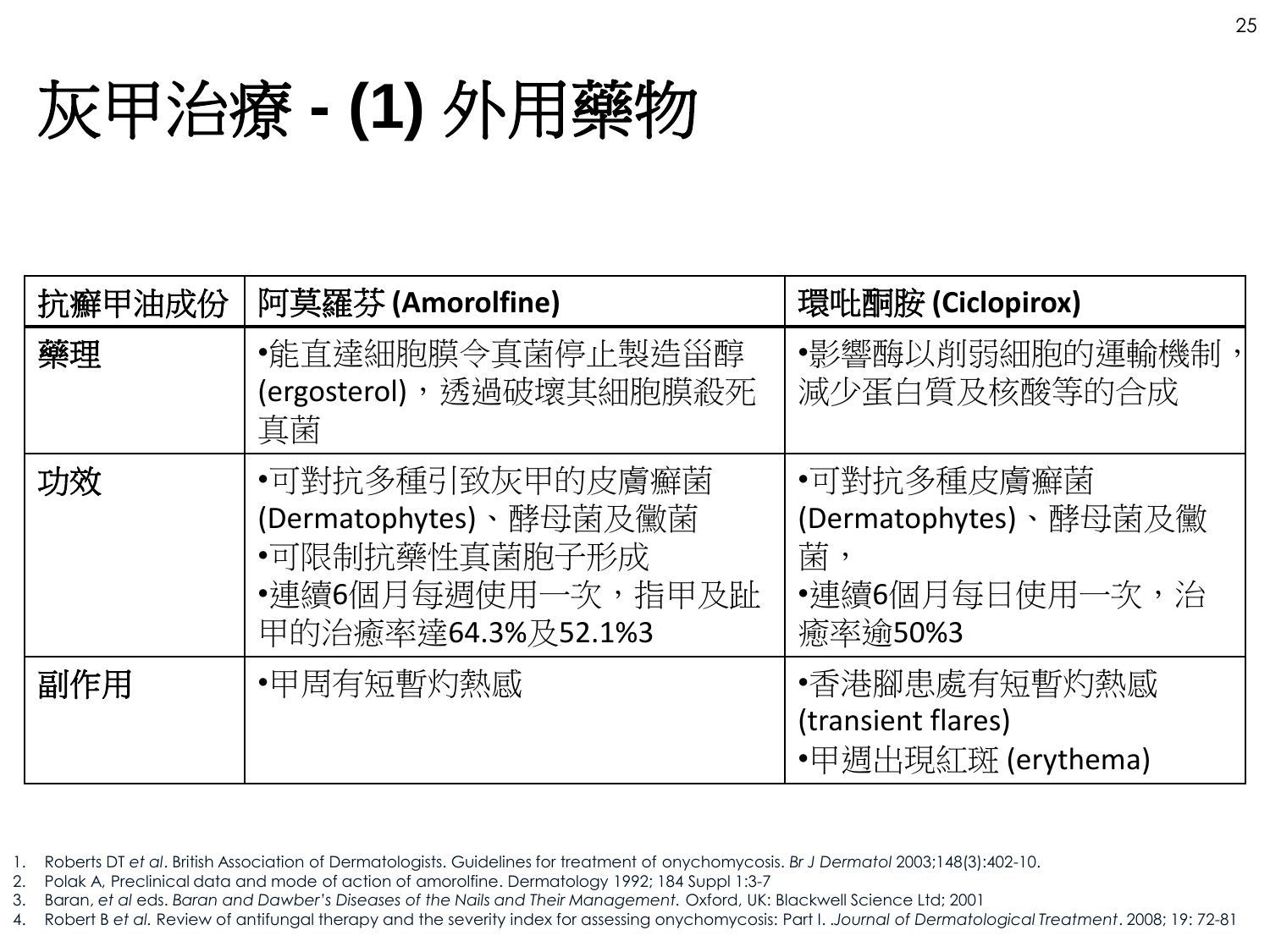# 灰甲治療 - (1) 外用藥物

| 抗癬甲油成份 | 阿莫羅芬 (Amorolfine) | 環吡酮胺 (Ciclopirox) |
|---|---|---|
| 藥理 | •能直達細胞膜令真菌停止製造甾醇 (ergosterol)，透過破壞其細胞膜殺死真菌 | •影響酶以削弱細胞的運輸機制，減少蛋白質及核酸等的合成 |
| 功效 | •可對抗多種引致灰甲的皮膚癬菌 (Dermatophytes)、酵母菌及黴菌<br>•可限制抗藥性真菌胞子形成<br>•連續6個月每週使用一次，指甲及趾甲的治癒率達64.3%及52.1%3 | •可對抗多種皮膚癬菌 (Dermatophytes)、酵母菌及黴菌，<br>•連續6個月每日使用一次，治癒率逾50%3 |
| 副作用 | •甲周有短暫灼熱感 | •香港腳患處有短暫灼熱感 (transient flares)<br>•甲週出現紅斑 (erythema) |

1. Roberts DT *et al*. British Association of Dermatologists. Guidelines for treatment of onychomycosis. *Br J Dermatol* 2003;148(3):402-10.
2. Polak A, Preclinical data and mode of action of amorolfine. Dermatology 1992; 184 Suppl 1:3-7
3. Baran, *et al* eds. *Baran and Dawber's Diseases of the Nails and Their Management.* Oxford, UK: Blackwell Science Ltd; 2001
4. Robert B *et al.* Review of antifungal therapy and the severity index for assessing onychomycosis: Part I. .*Journal of Dermatological Treatment*. 2008; 19: 72-81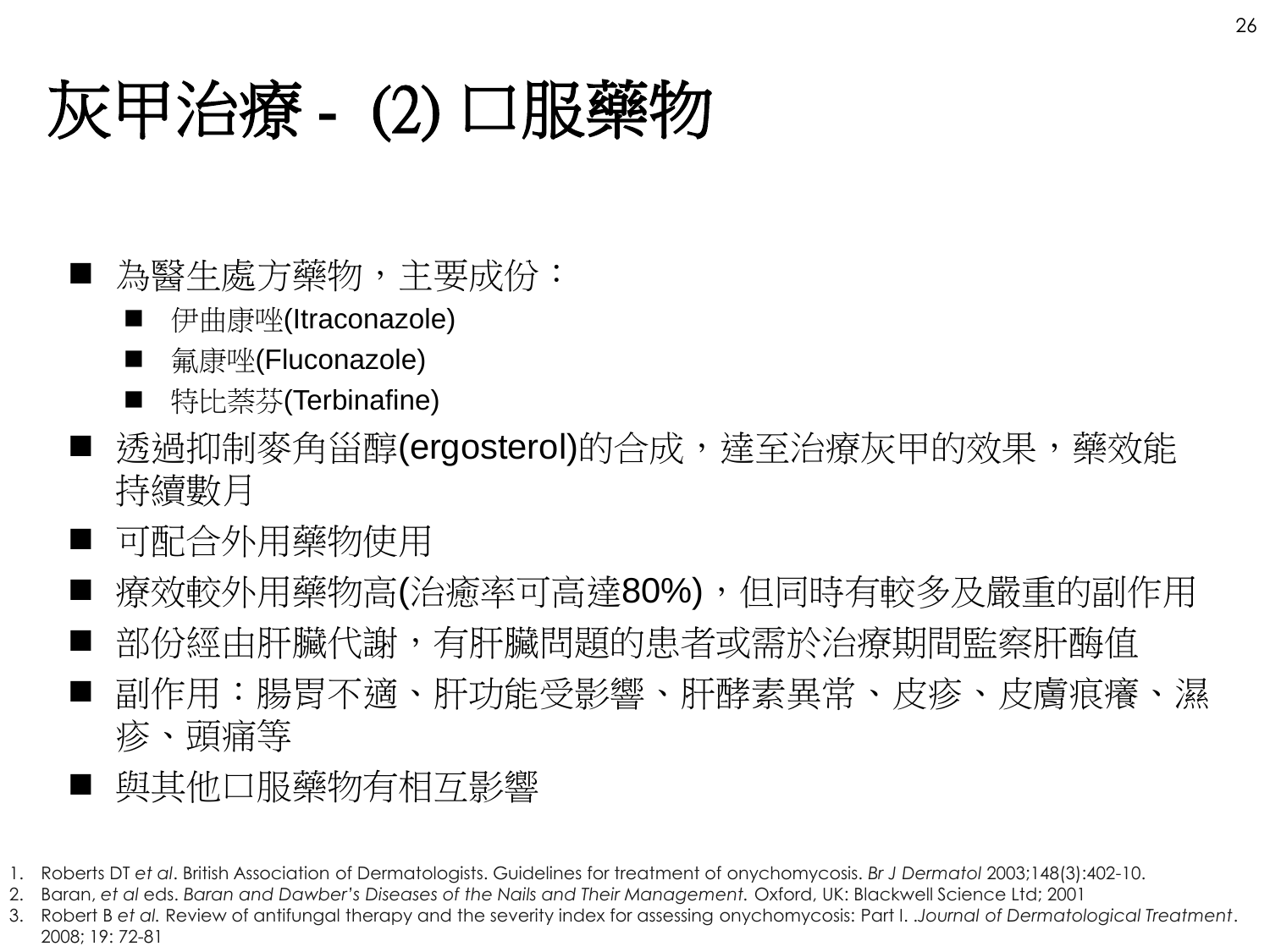# 灰甲治療 - (2) 口服藥物

- 為醫生處方藥物，主要成份：
  - 伊曲康唑(Itraconazole)
  - 氟康唑(Fluconazole)
  - 特比萘芬(Terbinafine)
- 透過抑制麥角甾醇(ergosterol)的合成，達至治療灰甲的效果，藥效能持續數月
- 可配合外用藥物使用
- 療效較外用藥物高(治癒率可高達80%)，但同時有較多及嚴重的副作用
- 部份經由肝臟代謝，有肝臟問題的患者或需於治療期間監察肝酶值
- 副作用：腸胃不適、肝功能受影響、肝酵素異常、皮疹、皮膚痕癢、濕疹、頭痛等
- 與其他口服藥物有相互影響

1. Roberts DT *et al*. British Association of Dermatologists. Guidelines for treatment of onychomycosis. *Br J Dermatol* 2003;148(3):402-10.
2. Baran, *et al* eds. *Baran and Dawber's Diseases of the Nails and Their Management.* Oxford, UK: Blackwell Science Ltd; 2001
3. Robert B *et al.* Review of antifungal therapy and the severity index for assessing onychomycosis: Part I. .*Journal of Dermatological Treatment*. 2008; 19: 72-81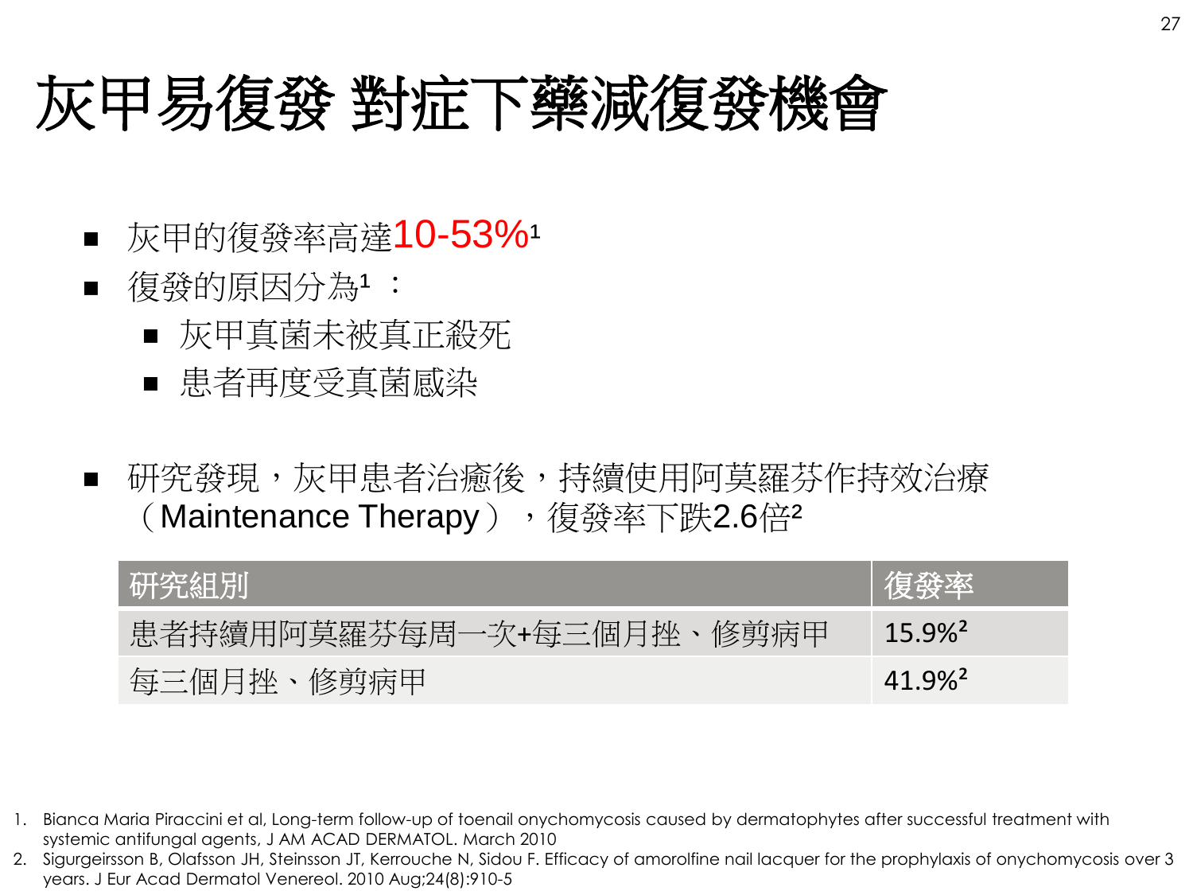# 灰甲易復發 對症下藥減復發機會

- 灰甲的復發率高達10-53%[1]
- 復發的原因分為[1]：
  - 灰甲真菌未被真正殺死
  - 患者再度受真菌感染

- 研究發現，灰甲患者治癒後，持續使用阿莫羅芬作持效治療（Maintenance Therapy），復發率下跌2.6倍[2]

| 研究組別 | 復發率 |
| --- | --- |
| 患者持續用阿莫羅芬每周一次+每三個月挫、修剪病甲 | 15.9%[2] |
| 每三個月挫、修剪病甲 | 41.9%[2] |

1. Bianca Maria Piraccini et al, Long-term follow-up of toenail onychomycosis caused by dermatophytes after successful treatment with systemic antifungal agents, J AM ACAD DERMATOL. March 2010
2. Sigurgeirsson B, Olafsson JH, Steinsson JT, Kerrouche N, Sidou F. Efficacy of amorolfine nail lacquer for the prophylaxis of onychomycosis over 3 years. J Eur Acad Dermatol Venereol. 2010 Aug;24(8):910-5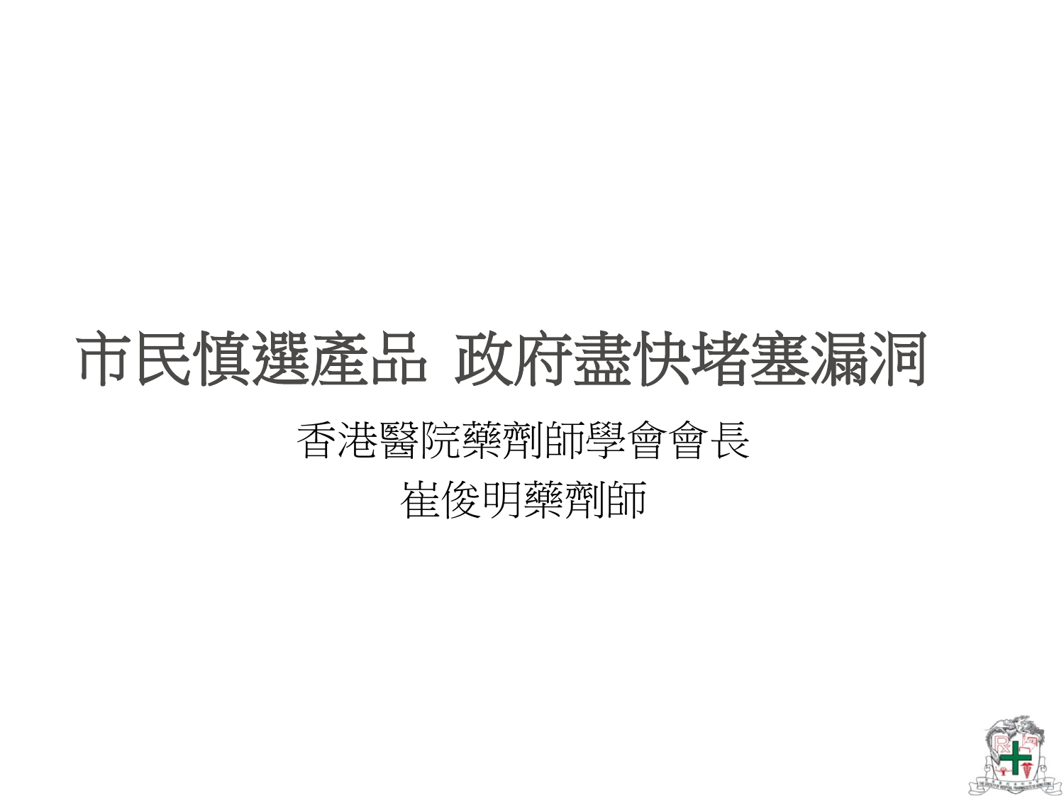# 市民慎選產品 政府盡快堵塞漏洞

香港醫院藥劑師學會會長

崔俊明藥劑師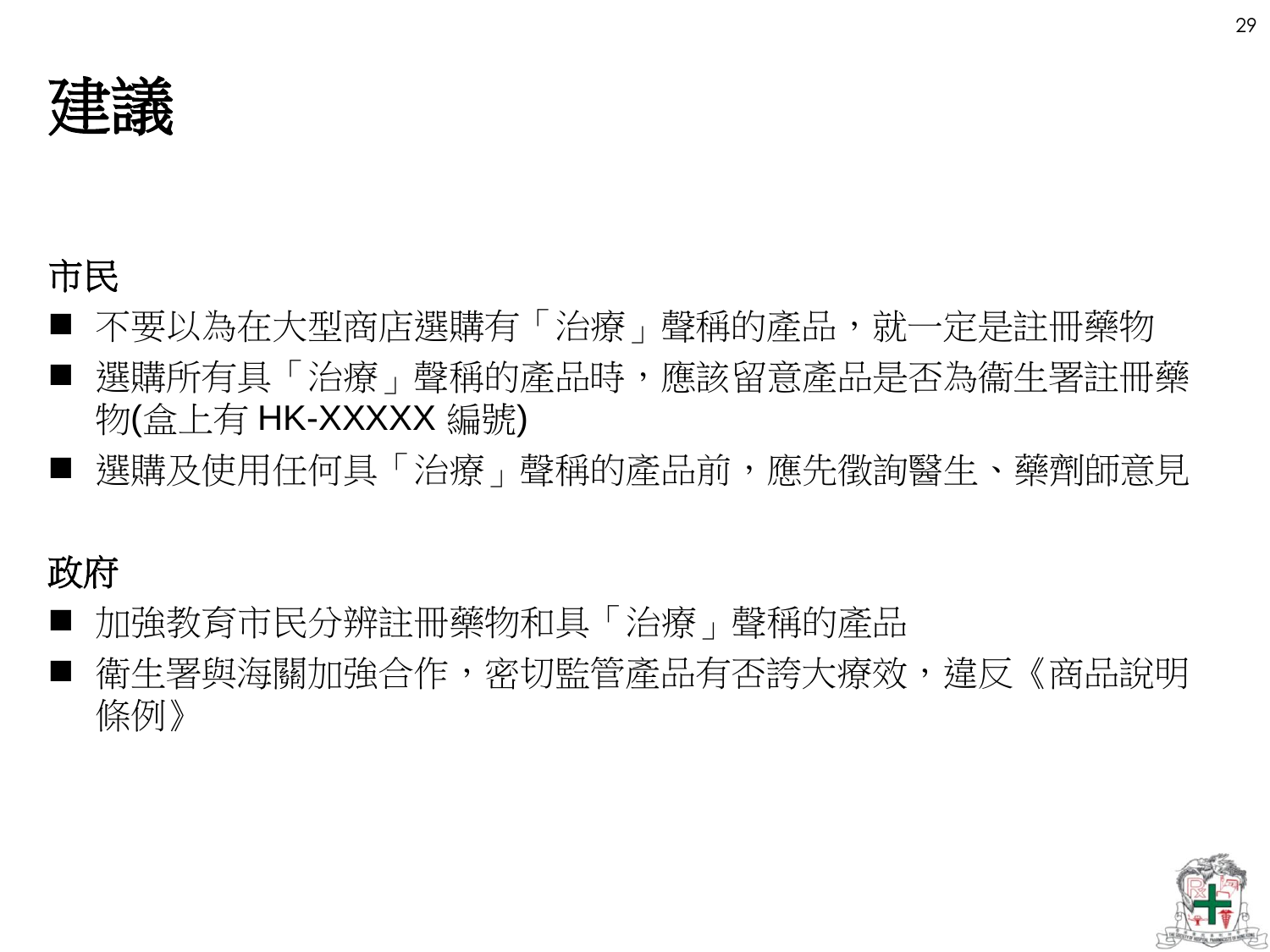# 建議

## 市民

- 不要以為在大型商店選購有「治療」聲稱的產品，就一定是註冊藥物
- 選購所有具「治療」聲稱的產品時，應該留意產品是否為衛生署註冊藥物(盒上有 HK-XXXXX 編號)
- 選購及使用任何具「治療」聲稱的產品前，應先徵詢醫生、藥劑師意見

## 政府

- 加強教育市民分辨註冊藥物和具「治療」聲稱的產品
- 衛生署與海關加強合作，密切監管產品有否誇大療效，違反《商品說明條例》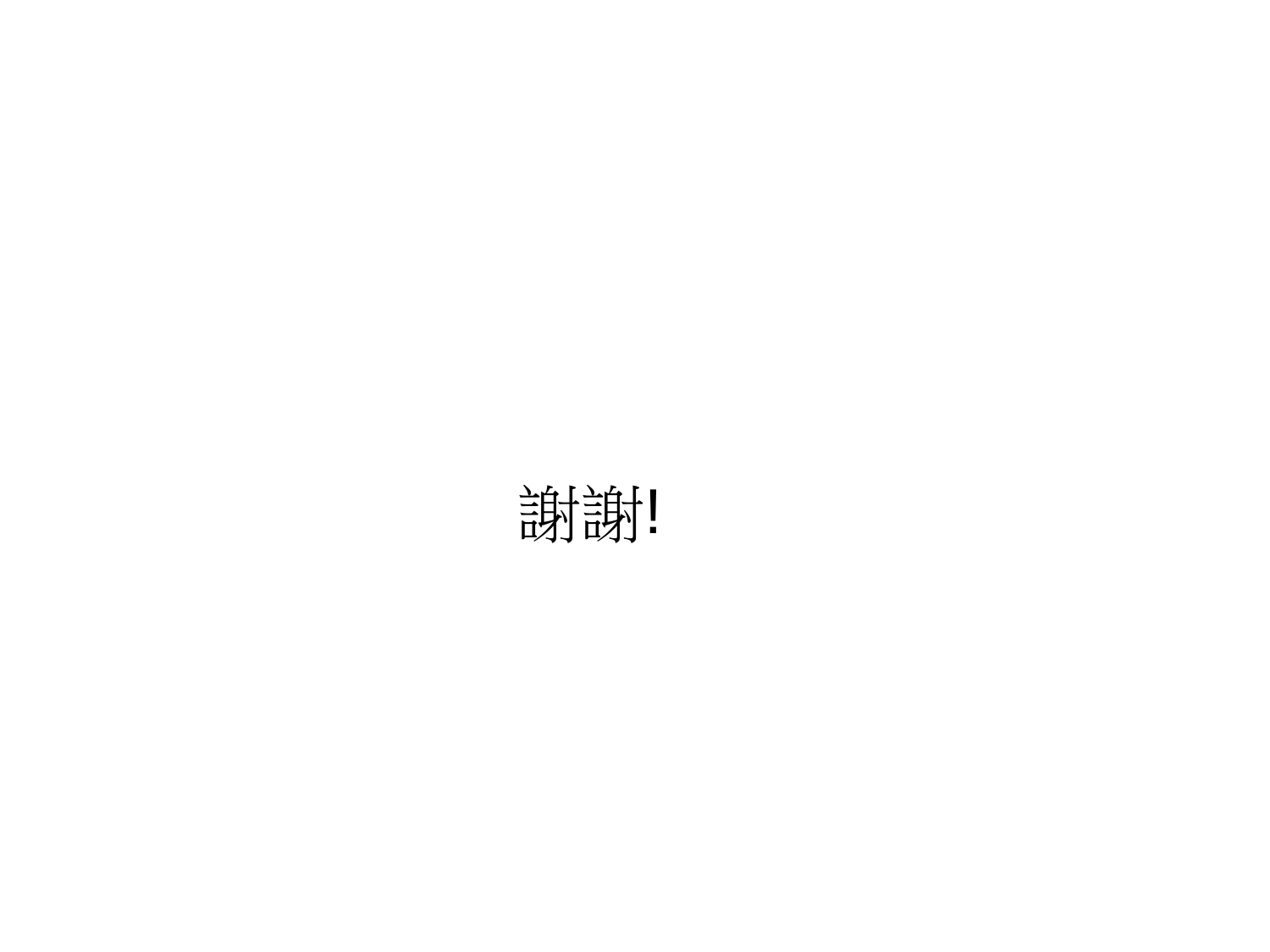謝謝!